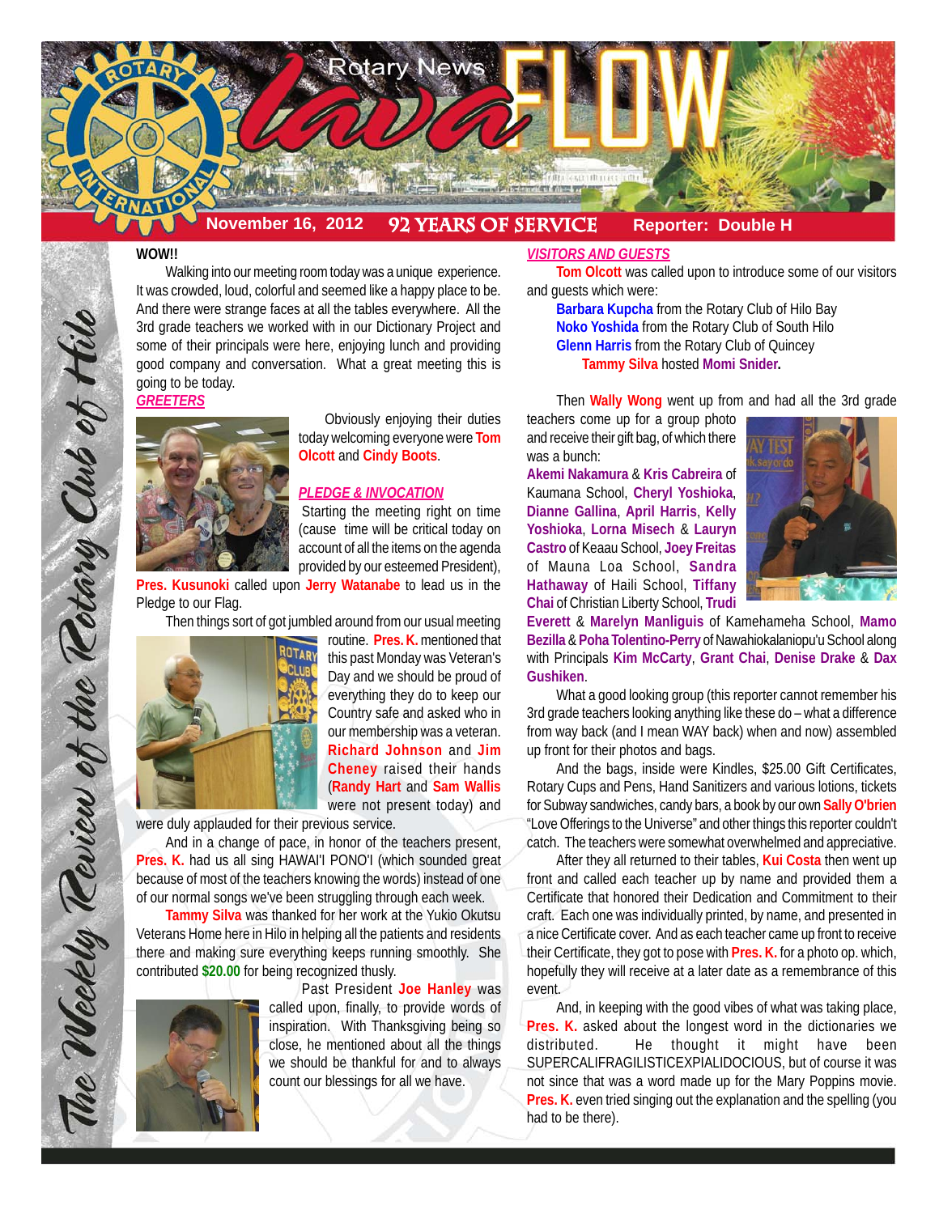# Rotary News Lava FLOW

**November 16, 2012** | **92 YEARS OF SERVICE** | **Reporter: Double H**

*The Weekly Review of the Rotary Club of Hilo*

**WOW!!**

Walking into our meeting room today was a unique experience. It was crowded, loud, colorful and seemed like a happy place to be. And there were strange faces at all the tables everywhere. All the 3rd grade teachers we worked with in our Dictionary Project and some of their principals were here, enjoying lunch and providing good company and conversation. What a great meeting this is going to be today.

***GREETERS***

Obviously enjoying their duties today welcoming everyone were **Tom Olcott** and **Cindy Boots**.

***PLEDGE & INVOCATION***

Starting the meeting right on time (cause time will be critical today on account of all the items on the agenda provided by our esteemed President), **Pres. Kusunoki** called upon **Jerry Watanabe** to lead us in the Pledge to our Flag.

Then things sort of got jumbled around from our usual meeting routine. **Pres. K.** mentioned that this past Monday was Veteran's Day and we should be proud of everything they do to keep our Country safe and asked who in our membership was a veteran. **Richard Johnson** and **Jim Cheney** raised their hands (**Randy Hart** and **Sam Wallis** were not present today) and were duly applauded for their previous service.

And in a change of pace, in honor of the teachers present, **Pres. K.** had us all sing HAWAI'I PONO'I (which sounded great because of most of the teachers knowing the words) instead of one of our normal songs we've been struggling through each week.

**Tammy Silva** was thanked for her work at the Yukio Okutsu Veterans Home here in Hilo in helping all the patients and residents there and making sure everything keeps running smoothly. She contributed **$20.00** for being recognized thusly.

Past President **Joe Hanley** was called upon, finally, to provide words of inspiration. With Thanksgiving being so close, he mentioned about all the things we should be thankful for and to always count our blessings for all we have.

***VISITORS AND GUESTS***

**Tom Olcott** was called upon to introduce some of our visitors and guests which were:

**Barbara Kupcha** from the Rotary Club of Hilo Bay
**Noko Yoshida** from the Rotary Club of South Hilo
**Glenn Harris** from the Rotary Club of Quincey
**Tammy Silva** hosted **Momi Snider.**

Then **Wally Wong** went up from and had all the 3rd grade teachers come up for a group photo and receive their gift bag, of which there was a bunch: **Akemi Nakamura** & **Kris Cabreira** of Kaumana School, **Cheryl Yoshioka**, **Dianne Gallina**, **April Harris**, **Kelly Yoshioka**, **Lorna Misech** & **Lauryn Castro** of Keaau School, **Joey Freitas** of Mauna Loa School, **Sandra Hathaway** of Haili School, **Tiffany Chai** of Christian Liberty School, **Trudi Everett** & **Marelyn Manliguis** of Kamehameha School, **Mamo Bezilla** & **Poha Tolentino-Perry** of Nawahiokalaniopu'u School along with Principals **Kim McCarty**, **Grant Chai**, **Denise Drake** & **Dax Gushiken**.

What a good looking group (this reporter cannot remember his 3rd grade teachers looking anything like these do – what a difference from way back (and I mean WAY back) when and now) assembled up front for their photos and bags.

And the bags, inside were Kindles, $25.00 Gift Certificates, Rotary Cups and Pens, Hand Sanitizers and various lotions, tickets for Subway sandwiches, candy bars, a book by our own **Sally O'brien** "Love Offerings to the Universe" and other things this reporter couldn't catch. The teachers were somewhat overwhelmed and appreciative.

After they all returned to their tables, **Kui Costa** then went up front and called each teacher up by name and provided them a Certificate that honored their Dedication and Commitment to their craft. Each one was individually printed, by name, and presented in a nice Certificate cover. And as each teacher came up front to receive their Certificate, they got to pose with **Pres. K.** for a photo op. which, hopefully they will receive at a later date as a remembrance of this event.

And, in keeping with the good vibes of what was taking place, **Pres. K.** asked about the longest word in the dictionaries we distributed. He thought it might have been SUPERCALIFRAGILISTICEXPIALIDOCIOUS, but of course it was not since that was a word made up for the Mary Poppins movie. **Pres. K.** even tried singing out the explanation and the spelling (you had to be there).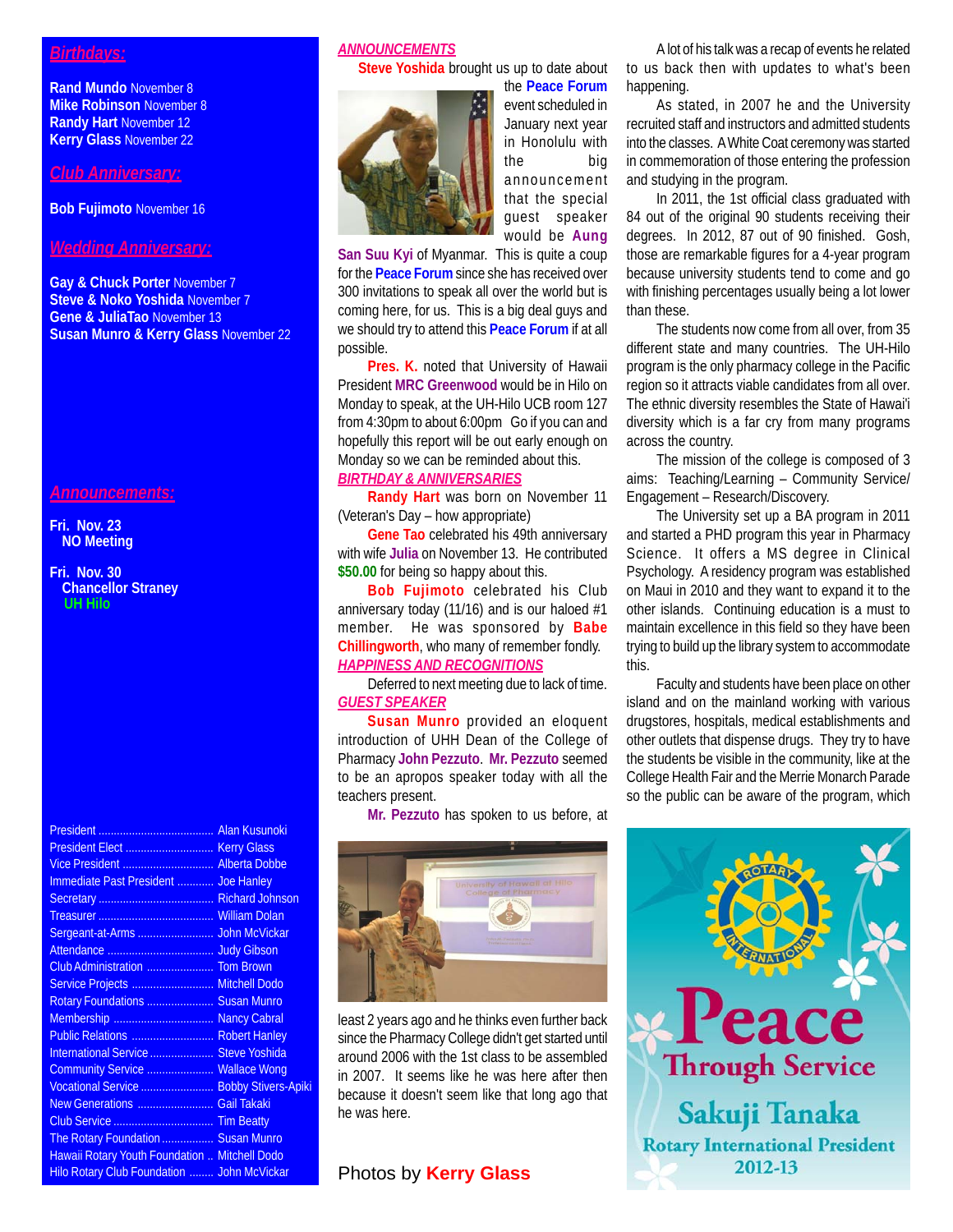## *Birthdays:*

**Rand Mundo** November 8
**Mike Robinson** November 8
**Randy Hart** November 12
**Kerry Glass** November 22

## *Club Anniversary:*

**Bob Fujimoto** November 16

## *Wedding Anniversary:*

**Gay & Chuck Porter** November 7
**Steve & Noko Yoshida** November 7
**Gene & JuliaTao** November 13
**Susan Munro & Kerry Glass** November 22

## *Announcements:*

**Fri. Nov. 23**
**NO Meeting**

**Fri. Nov. 30**
**Chancellor Straney**
**UH Hilo**

| | |
|---|---|
| President | Alan Kusunoki |
| President Elect | Kerry Glass |
| Vice President | Alberta Dobbe |
| Immediate Past President | Joe Hanley |
| Secretary | Richard Johnson |
| Treasurer | William Dolan |
| Sergeant-at-Arms | John McVickar |
| Attendance | Judy Gibson |
| Club Administration | Tom Brown |
| Service Projects | Mitchell Dodo |
| Rotary Foundations | Susan Munro |
| Membership | Nancy Cabral |
| Public Relations | Robert Hanley |
| International Service | Steve Yoshida |
| Community Service | Wallace Wong |
| Vocational Service | Bobby Stivers-Apiki |
| New Generations | Gail Takaki |
| Club Service | Tim Beatty |
| The Rotary Foundation | Susan Munro |
| Hawaii Rotary Youth Foundation | Mitchell Dodo |
| Hilo Rotary Club Foundation | John McVickar |

### *ANNOUNCEMENTS*

**Steve Yoshida** brought us up to date about the **Peace Forum** event scheduled in January next year in Honolulu with the big announcement that the special guest speaker would be **Aung San Suu Kyi** of Myanmar. This is quite a coup for the **Peace Forum** since she has received over 300 invitations to speak all over the world but is coming here, for us. This is a big deal guys and we should try to attend this **Peace Forum** if at all possible.

**Pres. K.** noted that University of Hawaii President **MRC Greenwood** would be in Hilo on Monday to speak, at the UH-Hilo UCB room 127 from 4:30pm to about 6:00pm Go if you can and hopefully this report will be out early enough on Monday so we can be reminded about this.

### *BIRTHDAY & ANNIVERSARIES*

**Randy Hart** was born on November 11 (Veteran's Day – how appropriate)

**Gene Tao** celebrated his 49th anniversary with wife **Julia** on November 13. He contributed **$50.00** for being so happy about this.

**Bob Fujimoto** celebrated his Club anniversary today (11/16) and is our haloed #1 member. He was sponsored by **Babe Chillingworth**, who many of remember fondly.

### *HAPPINESS AND RECOGNITIONS*

Deferred to next meeting due to lack of time.

### *GUEST SPEAKER*

**Susan Munro** provided an eloquent introduction of UHH Dean of the College of Pharmacy **John Pezzuto**. **Mr. Pezzuto** seemed to be an apropos speaker today with all the teachers present.

**Mr. Pezzuto** has spoken to us before, at least 2 years ago and he thinks even further back since the Pharmacy College didn't get started until around 2006 with the 1st class to be assembled in 2007. It seems like he was here after then because it doesn't seem like that long ago that he was here.

A lot of his talk was a recap of events he related to us back then with updates to what's been happening.

As stated, in 2007 he and the University recruited staff and instructors and admitted students into the classes. A White Coat ceremony was started in commemoration of those entering the profession and studying in the program.

In 2011, the 1st official class graduated with 84 out of the original 90 students receiving their degrees. In 2012, 87 out of 90 finished. Gosh, those are remarkable figures for a 4-year program because university students tend to come and go with finishing percentages usually being a lot lower than these.

The students now come from all over, from 35 different state and many countries. The UH-Hilo program is the only pharmacy college in the Pacific region so it attracts viable candidates from all over. The ethnic diversity resembles the State of Hawai'i diversity which is a far cry from many programs across the country.

The mission of the college is composed of 3 aims: Teaching/Learning – Community Service/ Engagement – Research/Discovery.

The University set up a BA program in 2011 and started a PHD program this year in Pharmacy Science. It offers a MS degree in Clinical Psychology. A residency program was established on Maui in 2010 and they want to expand it to the other islands. Continuing education is a must to maintain excellence in this field so they have been trying to build up the library system to accommodate this.

Faculty and students have been place on other island and on the mainland working with various drugstores, hospitals, medical establishments and other outlets that dispense drugs. They try to have the students be visible in the community, like at the College Health Fair and the Merrie Monarch Parade so the public can be aware of the program, which

Photos by **Kerry Glass**

Peace Through Service
Sakuji Tanaka
Rotary International President
2012-13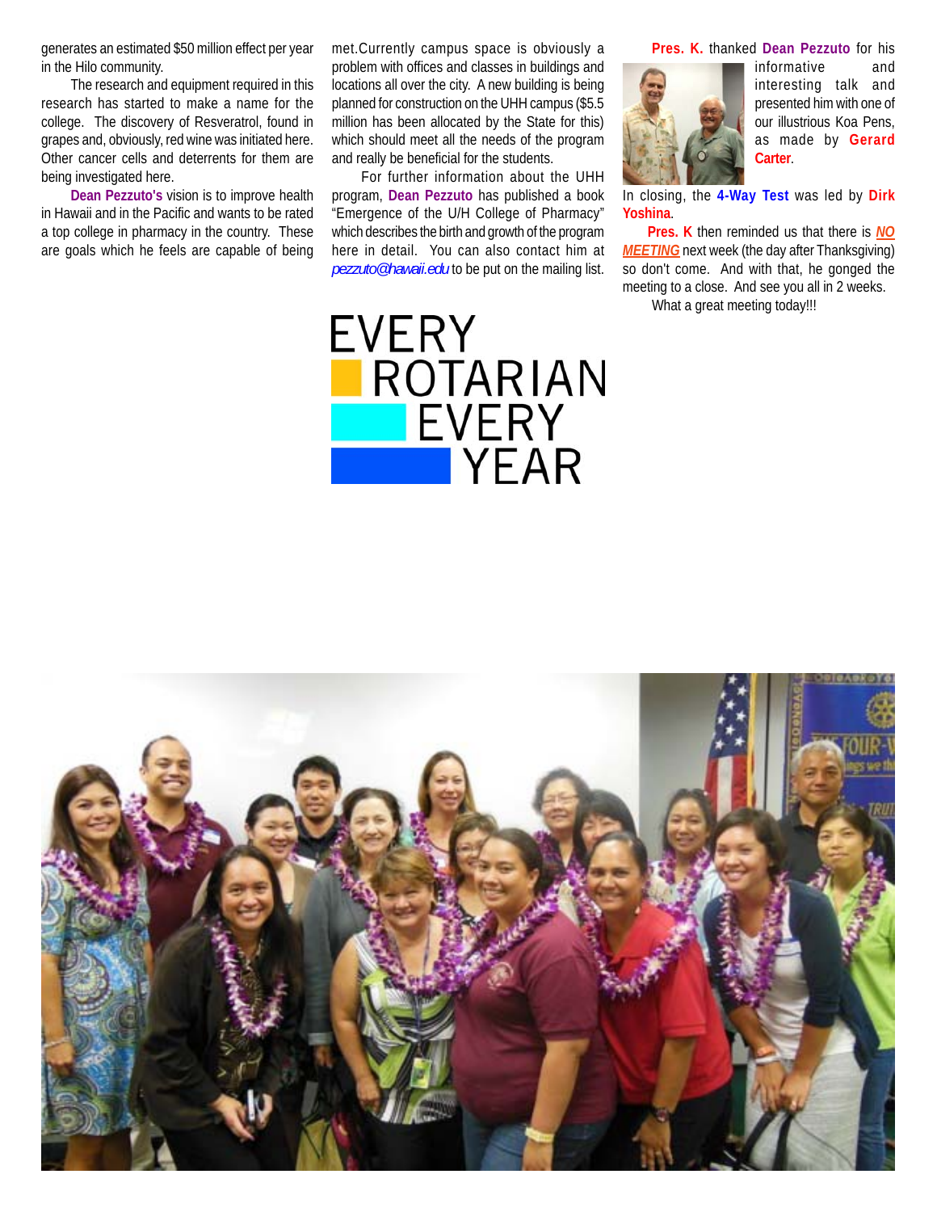generates an estimated $50 million effect per year in the Hilo community.

The research and equipment required in this research has started to make a name for the college. The discovery of Resveratrol, found in grapes and, obviously, red wine was initiated here. Other cancer cells and deterrents for them are being investigated here.

**Dean Pezzuto's** vision is to improve health in Hawaii and in the Pacific and wants to be rated a top college in pharmacy in the country. These are goals which he feels are capable of being met. Currently campus space is obviously a problem with offices and classes in buildings and locations all over the city. A new building is being planned for construction on the UHH campus ($5.5 million has been allocated by the State for this) which should meet all the needs of the program and really be beneficial for the students.

For further information about the UHH program, **Dean Pezzuto** has published a book "Emergence of the U/H College of Pharmacy" which describes the birth and growth of the program here in detail. You can also contact him at *pezzuto@hawaii.edu* to be put on the mailing list.

**Pres. K.** thanked **Dean Pezzuto** for his informative and interesting talk and presented him with one of our illustrious Koa Pens, as made by **Gerard Carter**.

In closing, the **4-Way Test** was led by **Dirk Yoshina**.

**Pres. K** then reminded us that there is ***NO MEETING*** next week (the day after Thanksgiving) so don't come. And with that, he gonged the meeting to a close. And see you all in 2 weeks.

What a great meeting today!!!

EVERY ROTARIAN EVERY YEAR